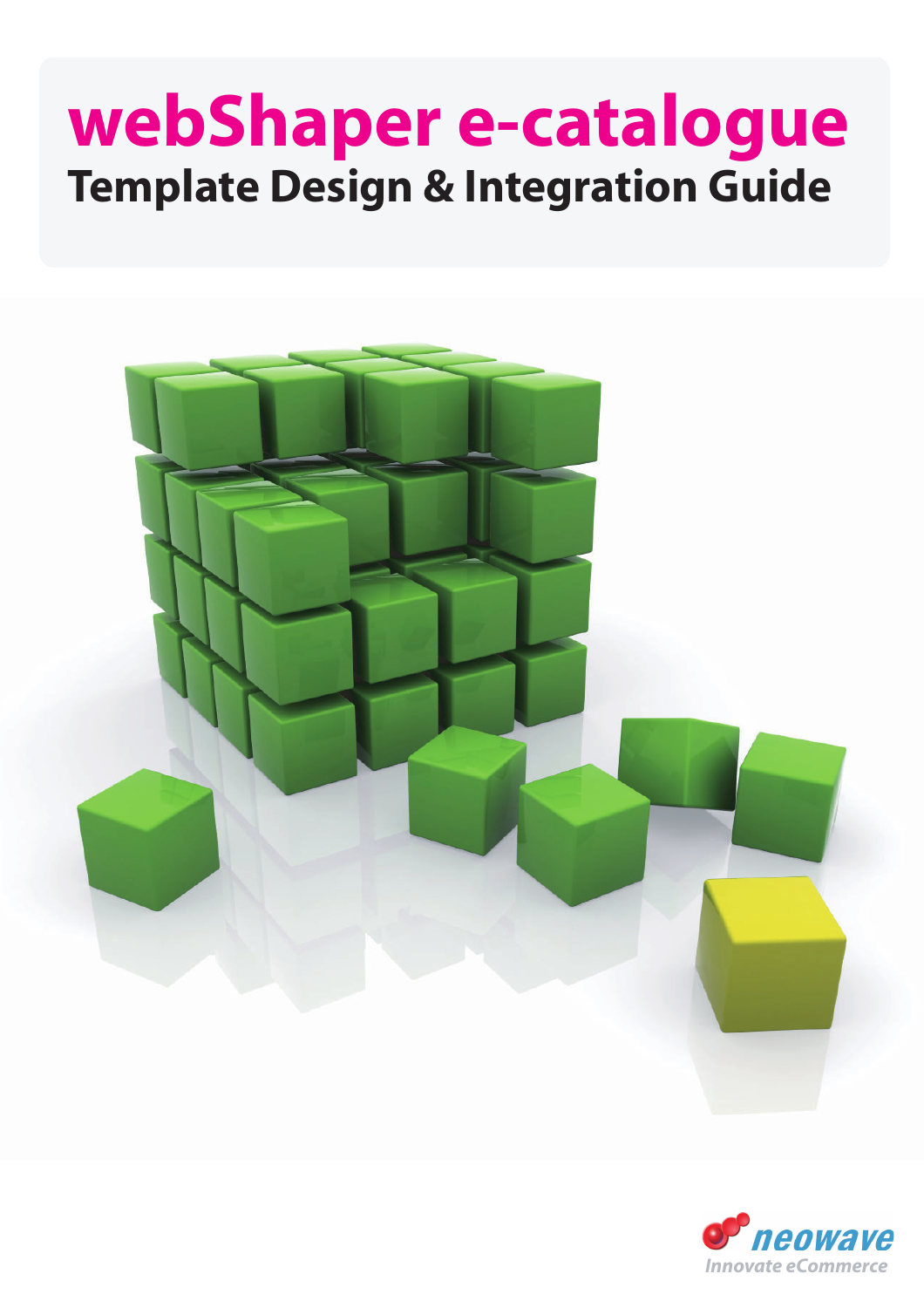# webShaper e-catalogue

## Template Design & Integration Guide

neowave

*Innovate eCommerce*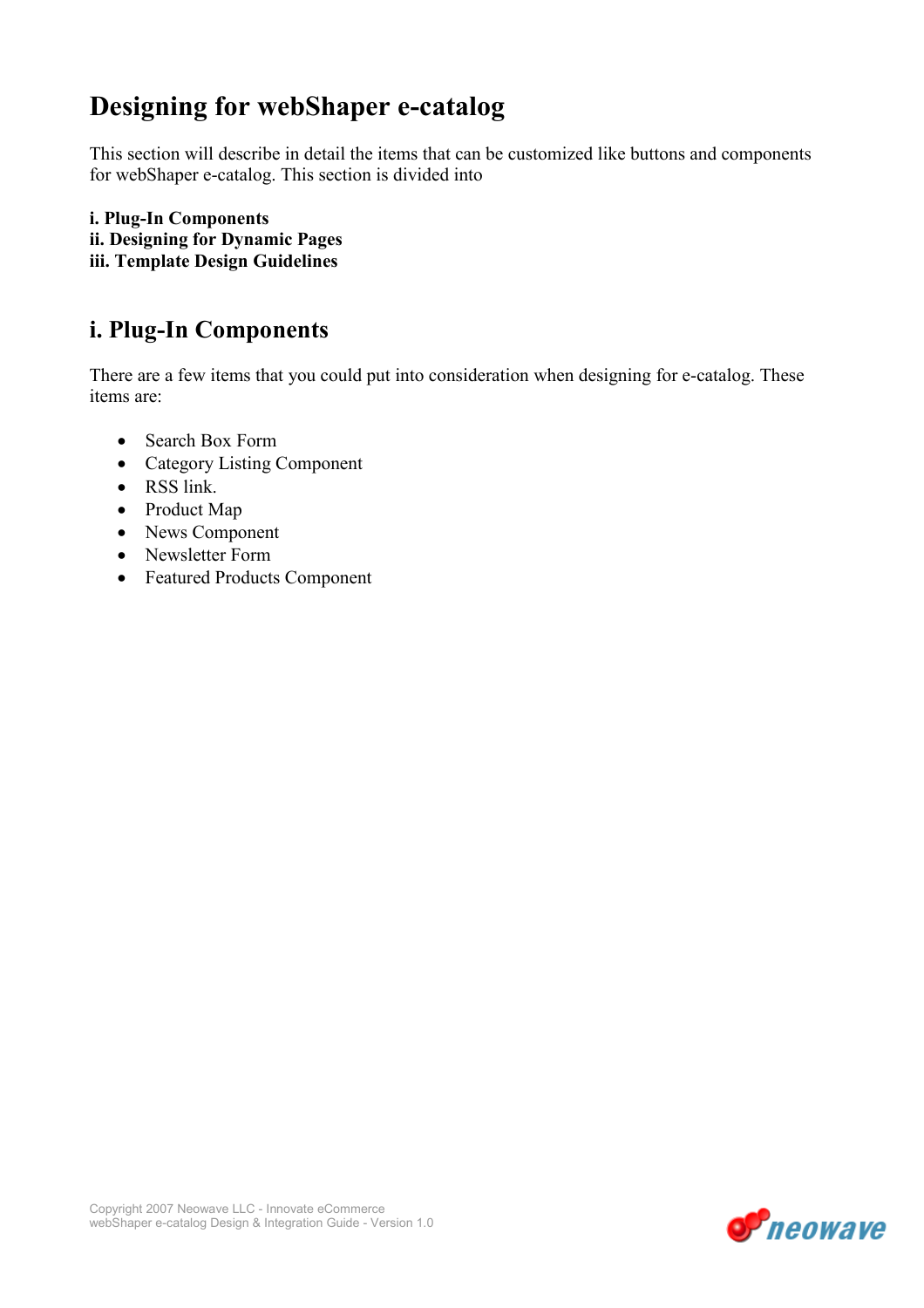# Designing for webShaper e-catalog

This section will describe in detail the items that can be customized like buttons and components for webShaper e-catalog. This section is divided into

**i. Plug-In Components**
**ii. Designing for Dynamic Pages**
**iii. Template Design Guidelines**

## i. Plug-In Components

There are a few items that you could put into consideration when designing for e-catalog. These items are:

- Search Box Form
- Category Listing Component
- RSS link.
- Product Map
- News Component
- Newsletter Form
- Featured Products Component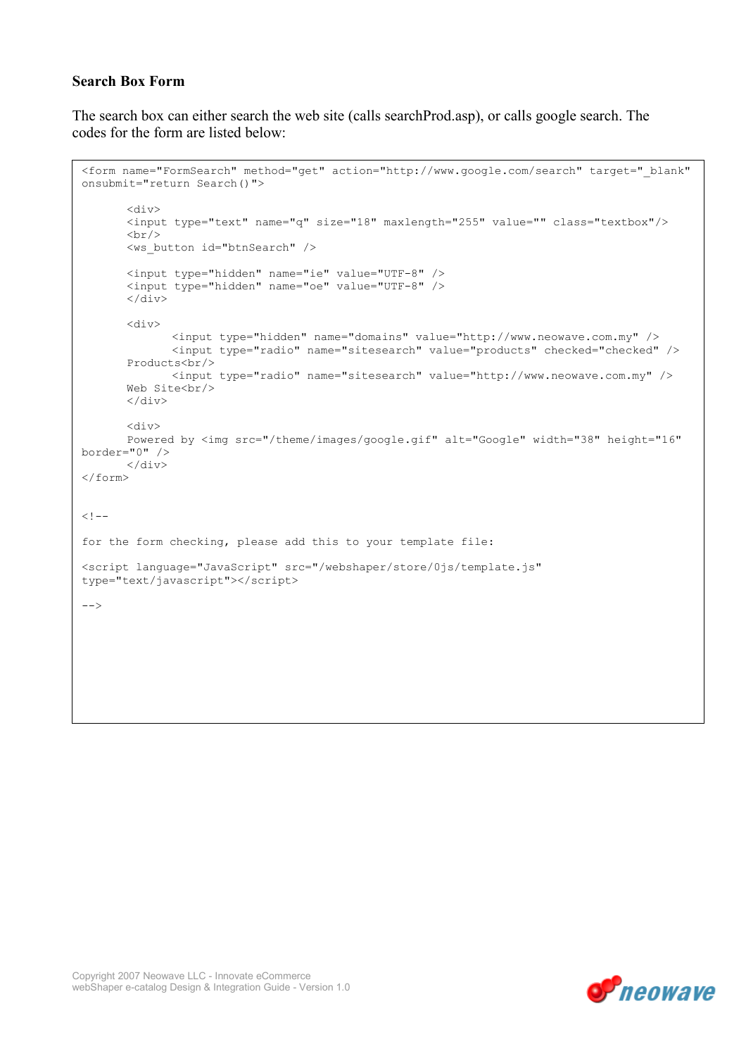**Search Box Form**

The search box can either search the web site (calls searchProd.asp), or calls google search. The codes for the form are listed below:

```
<form name="FormSearch" method="get" action="http://www.google.com/search" target="_blank"
onsubmit="return Search()">

       <div>
       <input type="text" name="q" size="18" maxlength="255" value="" class="textbox"/>
       <br/>
       <ws_button id="btnSearch" />

       <input type="hidden" name="ie" value="UTF-8" />
       <input type="hidden" name="oe" value="UTF-8" />
       </div>

       <div>
              <input type="hidden" name="domains" value="http://www.neowave.com.my" />
              <input type="radio" name="sitesearch" value="products" checked="checked" />
       Products<br/>
              <input type="radio" name="sitesearch" value="http://www.neowave.com.my" />
       Web Site<br/>
       </div>

       <div>
       Powered by <img src="/theme/images/google.gif" alt="Google" width="38" height="16"
border="0" />
       </div>
</form>


<!--

for the form checking, please add this to your template file:

<script language="JavaScript" src="/webshaper/store/0js/template.js"
type="text/javascript"></script>

-->
```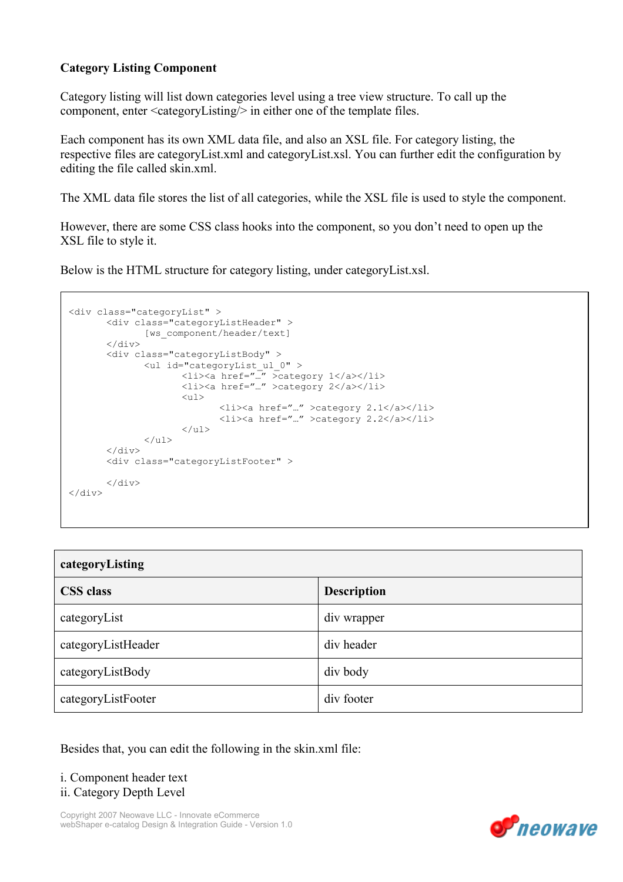**Category Listing Component**

Category listing will list down categories level using a tree view structure. To call up the component, enter <categoryListing/> in either one of the template files.

Each component has its own XML data file, and also an XSL file. For category listing, the respective files are categoryList.xml and categoryList.xsl. You can further edit the configuration by editing the file called skin.xml.

The XML data file stores the list of all categories, while the XSL file is used to style the component.

However, there are some CSS class hooks into the component, so you don't need to open up the XSL file to style it.

Below is the HTML structure for category listing, under categoryList.xsl.

```
<div class="categoryList" >
        <div class="categoryListHeader" >
                [ws_component/header/text]
        </div>
        <div class="categoryListBody" >
                <ul id="categoryList_ul_0" >
                        <li><a href="…" >category 1</a></li>
                        <li><a href="…" >category 2</a></li>
                        <ul>
                                <li><a href="…" >category 2.1</a></li>
                                <li><a href="…" >category 2.2</a></li>
                        </ul>
                </ul>
        </div>
        <div class="categoryListFooter" >

        </div>
</div>
```

| **categoryListing** | |
|---|---|
| **CSS class** | **Description** |
| categoryList | div wrapper |
| categoryListHeader | div header |
| categoryListBody | div body |
| categoryListFooter | div footer |

Besides that, you can edit the following in the skin.xml file:

i. Component header text
ii. Category Depth Level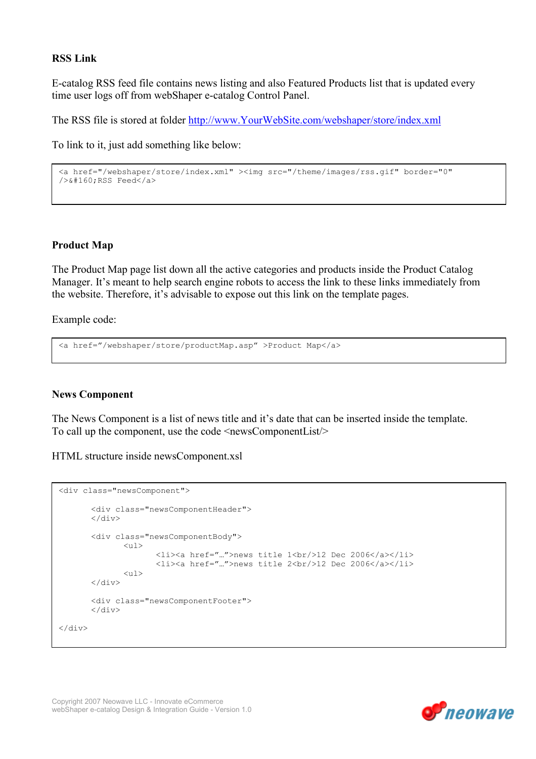**RSS Link**

E-catalog RSS feed file contains news listing and also Featured Products list that is updated every time user logs off from webShaper e-catalog Control Panel.

The RSS file is stored at folder http://www.YourWebSite.com/webshaper/store/index.xml

To link to it, just add something like below:

```
<a href="/webshaper/store/index.xml" ><img src="/theme/images/rss.gif" border="0"
/>&#160;RSS Feed</a>
```

**Product Map**

The Product Map page list down all the active categories and products inside the Product Catalog Manager. It's meant to help search engine robots to access the link to these links immediately from the website. Therefore, it's advisable to expose out this link on the template pages.

Example code:

```
<a href="/webshaper/store/productMap.asp" >Product Map</a>
```

**News Component**

The News Component is a list of news title and it's date that can be inserted inside the template. To call up the component, use the code <newsComponentList/>

HTML structure inside newsComponent.xsl

```
<div class="newsComponent">

	<div class="newsComponentHeader">
	</div>

	<div class="newsComponentBody">
		<ul>
			<li><a href="…">news title 1<br/>12 Dec 2006</a></li>
			<li><a href="…">news title 2<br/>12 Dec 2006</a></li>
		<ul>
	</div>

	<div class="newsComponentFooter">
	</div>

</div>
```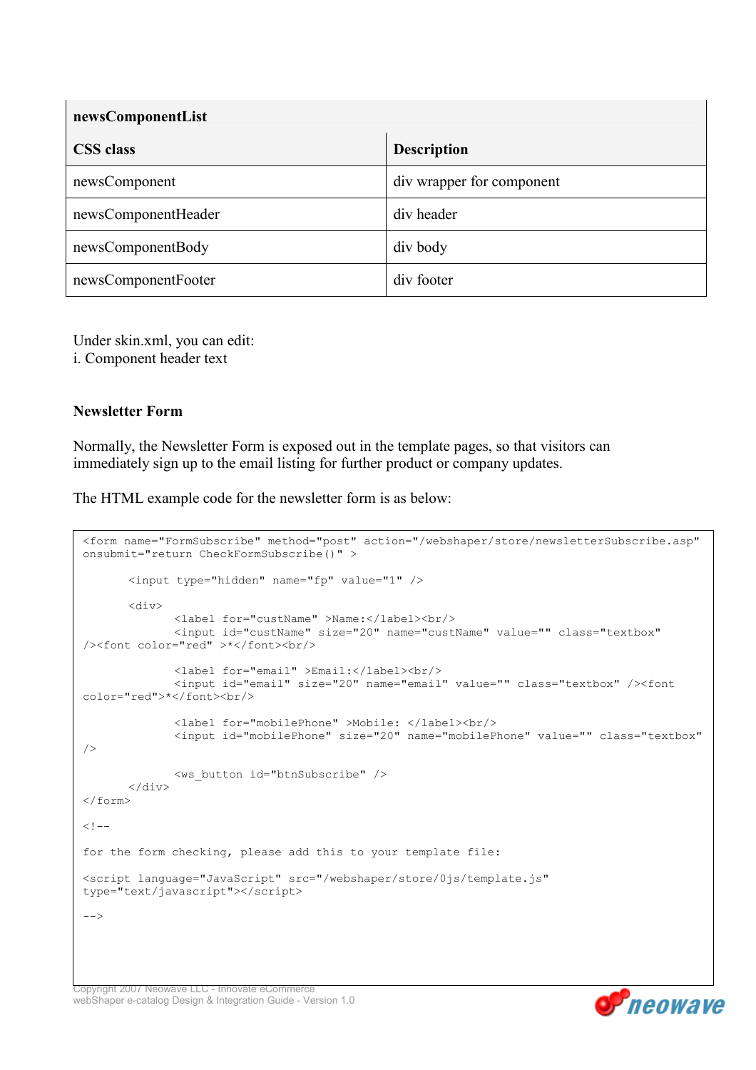| newsComponentList | |
|---|---|
| **CSS class** | **Description** |
| newsComponent | div wrapper for component |
| newsComponentHeader | div header |
| newsComponentBody | div body |
| newsComponentFooter | div footer |

Under skin.xml, you can edit:
i. Component header text

**Newsletter Form**

Normally, the Newsletter Form is exposed out in the template pages, so that visitors can immediately sign up to the email listing for further product or company updates.

The HTML example code for the newsletter form is as below:

```
<form name="FormSubscribe" method="post" action="/webshaper/store/newsletterSubscribe.asp"
onsubmit="return CheckFormSubscribe()" >

       <input type="hidden" name="fp" value="1" />

       <div>
              <label for="custName" >Name:</label><br/>
              <input id="custName" size="20" name="custName" value="" class="textbox"
/><font color="red" >*</font><br/>

              <label for="email" >Email:</label><br/>
              <input id="email" size="20" name="email" value="" class="textbox" /><font
color="red">*</font><br/>

              <label for="mobilePhone" >Mobile: </label><br/>
              <input id="mobilePhone" size="20" name="mobilePhone" value="" class="textbox"
/>

              <ws_button id="btnSubscribe" />
       </div>
</form>

<!--

for the form checking, please add this to your template file:

<script language="JavaScript" src="/webshaper/store/0js/template.js"
type="text/javascript"></script>

-->
```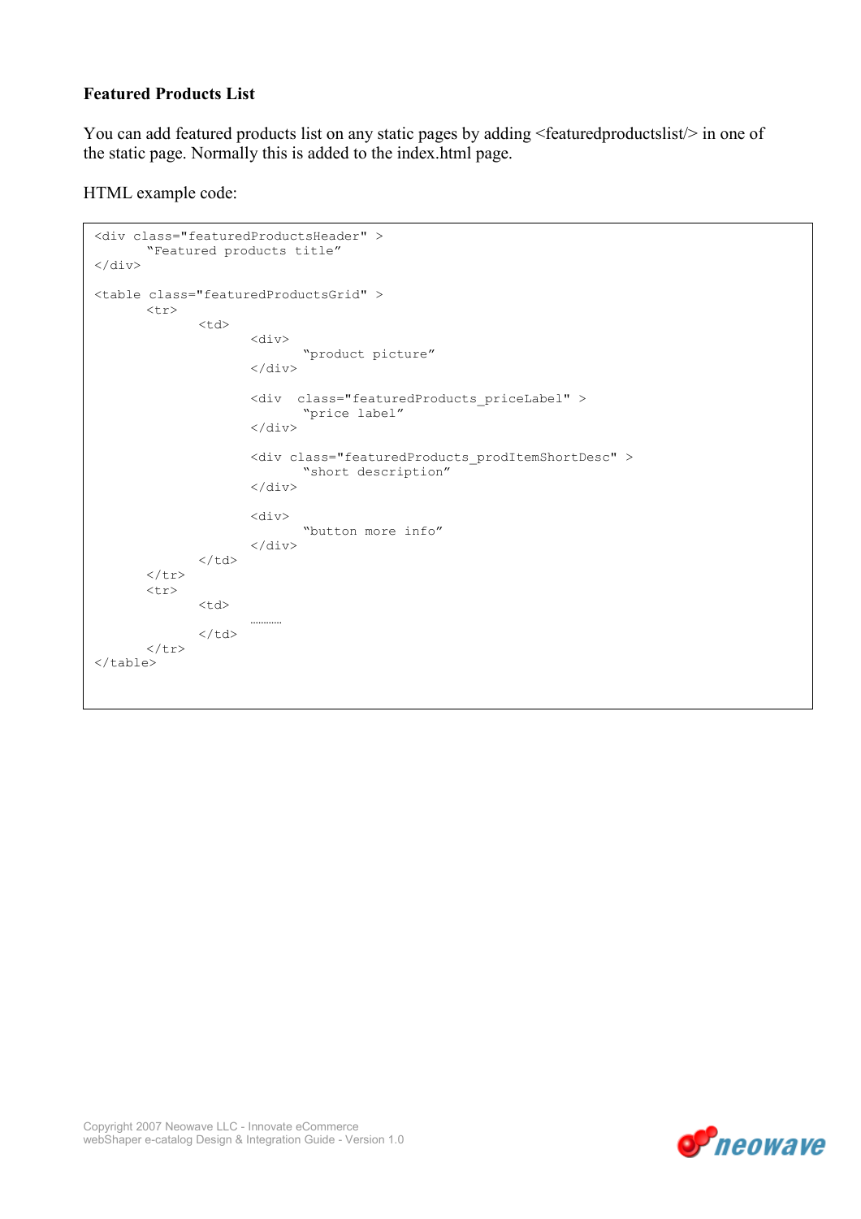### Featured Products List

You can add featured products list on any static pages by adding <featuredproductslist/> in one of the static page. Normally this is added to the index.html page.

HTML example code:

```
<div class="featuredProductsHeader" >
       "Featured products title"
</div>

<table class="featuredProductsGrid" >
       <tr>
              <td>
                     <div>
                            "product picture"
                     </div>

                     <div  class="featuredProducts_priceLabel" >
                            "price label"
                     </div>

                     <div class="featuredProducts_prodItemShortDesc" >
                            "short description"
                     </div>

                     <div>
                            "button more info"
                     </div>
              </td>
       </tr>
       <tr>
              <td>
                     …………
              </td>
       </tr>
</table>
```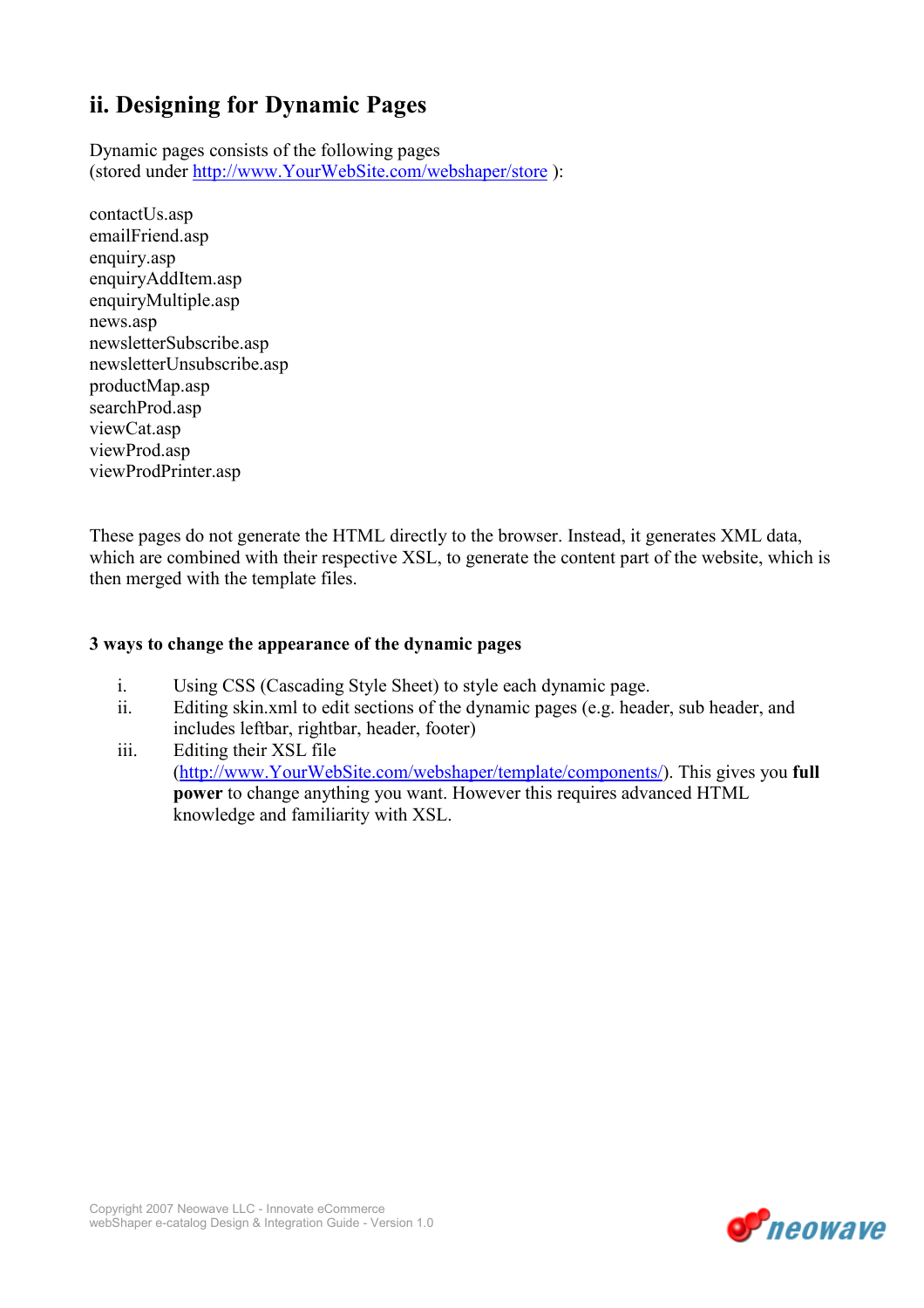## ii. Designing for Dynamic Pages

Dynamic pages consists of the following pages
(stored under [http://www.YourWebSite.com/webshaper/store](http://www.YourWebSite.com/webshaper/store) ):

contactUs.asp
emailFriend.asp
enquiry.asp
enquiryAddItem.asp
enquiryMultiple.asp
news.asp
newsletterSubscribe.asp
newsletterUnsubscribe.asp
productMap.asp
searchProd.asp
viewCat.asp
viewProd.asp
viewProdPrinter.asp

These pages do not generate the HTML directly to the browser. Instead, it generates XML data, which are combined with their respective XSL, to generate the content part of the website, which is then merged with the template files.

**3 ways to change the appearance of the dynamic pages**

i. Using CSS (Cascading Style Sheet) to style each dynamic page.
ii. Editing skin.xml to edit sections of the dynamic pages (e.g. header, sub header, and includes leftbar, rightbar, header, footer)
iii. Editing their XSL file ([http://www.YourWebSite.com/webshaper/template/components/](http://www.YourWebSite.com/webshaper/template/components/)). This gives you **full power** to change anything you want. However this requires advanced HTML knowledge and familiarity with XSL.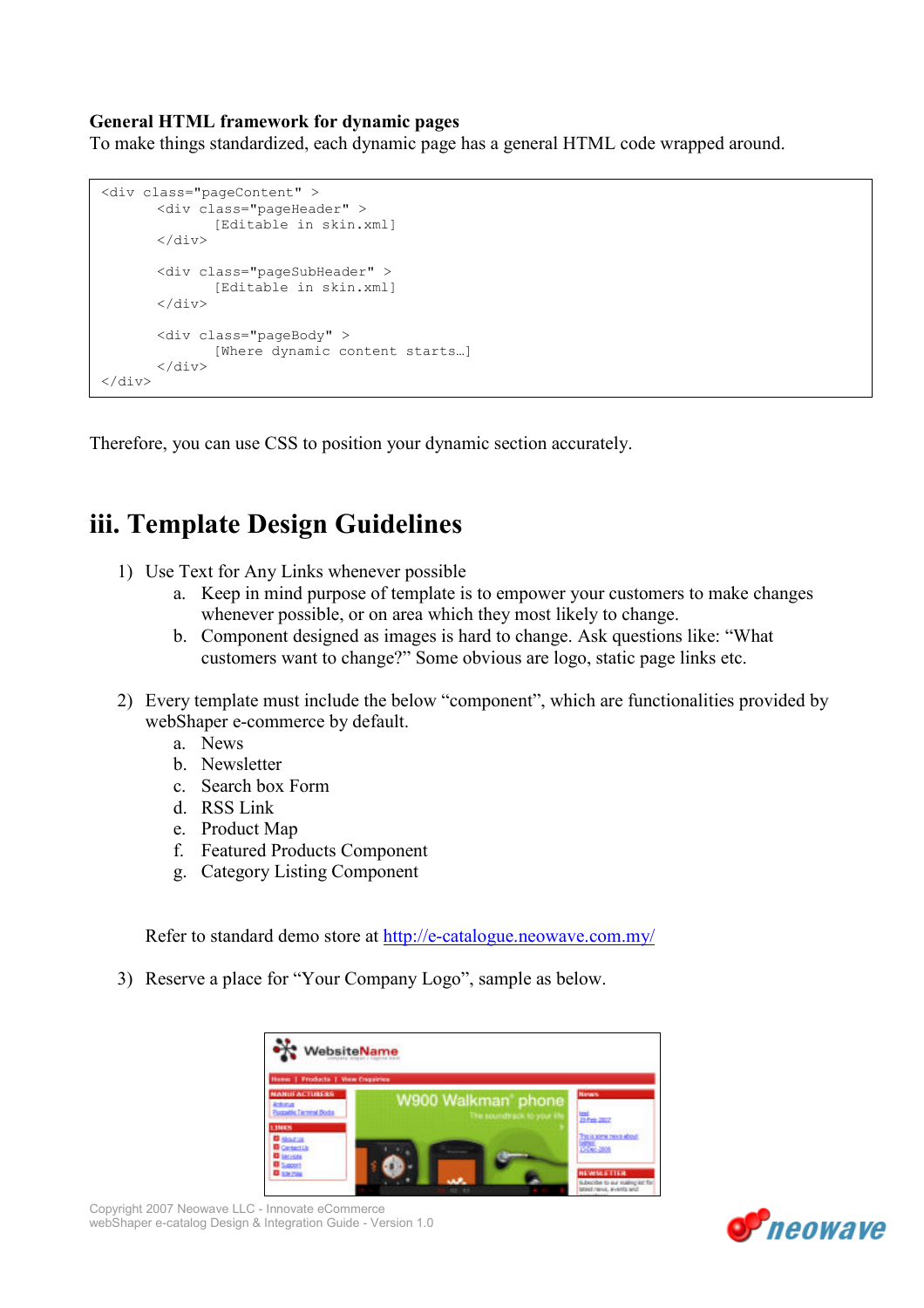**General HTML framework for dynamic pages**
To make things standardized, each dynamic page has a general HTML code wrapped around.

```
<div class="pageContent" >
        <div class="pageHeader" >
                [Editable in skin.xml]
        </div>

        <div class="pageSubHeader" >
                [Editable in skin.xml]
        </div>

        <div class="pageBody" >
                [Where dynamic content starts…]
        </div>
</div>
```

Therefore, you can use CSS to position your dynamic section accurately.

# iii. Template Design Guidelines

1) Use Text for Any Links whenever possible
    a. Keep in mind purpose of template is to empower your customers to make changes whenever possible, or on area which they most likely to change.
    b. Component designed as images is hard to change. Ask questions like: "What customers want to change?" Some obvious are logo, static page links etc.

2) Every template must include the below "component", which are functionalities provided by webShaper e-commerce by default.
    a. News
    b. Newsletter
    c. Search box Form
    d. RSS Link
    e. Product Map
    f. Featured Products Component
    g. Category Listing Component

   Refer to standard demo store at [http://e-catalogue.neowave.com.my/](http://e-catalogue.neowave.com.my/)

3) Reserve a place for "Your Company Logo", sample as below.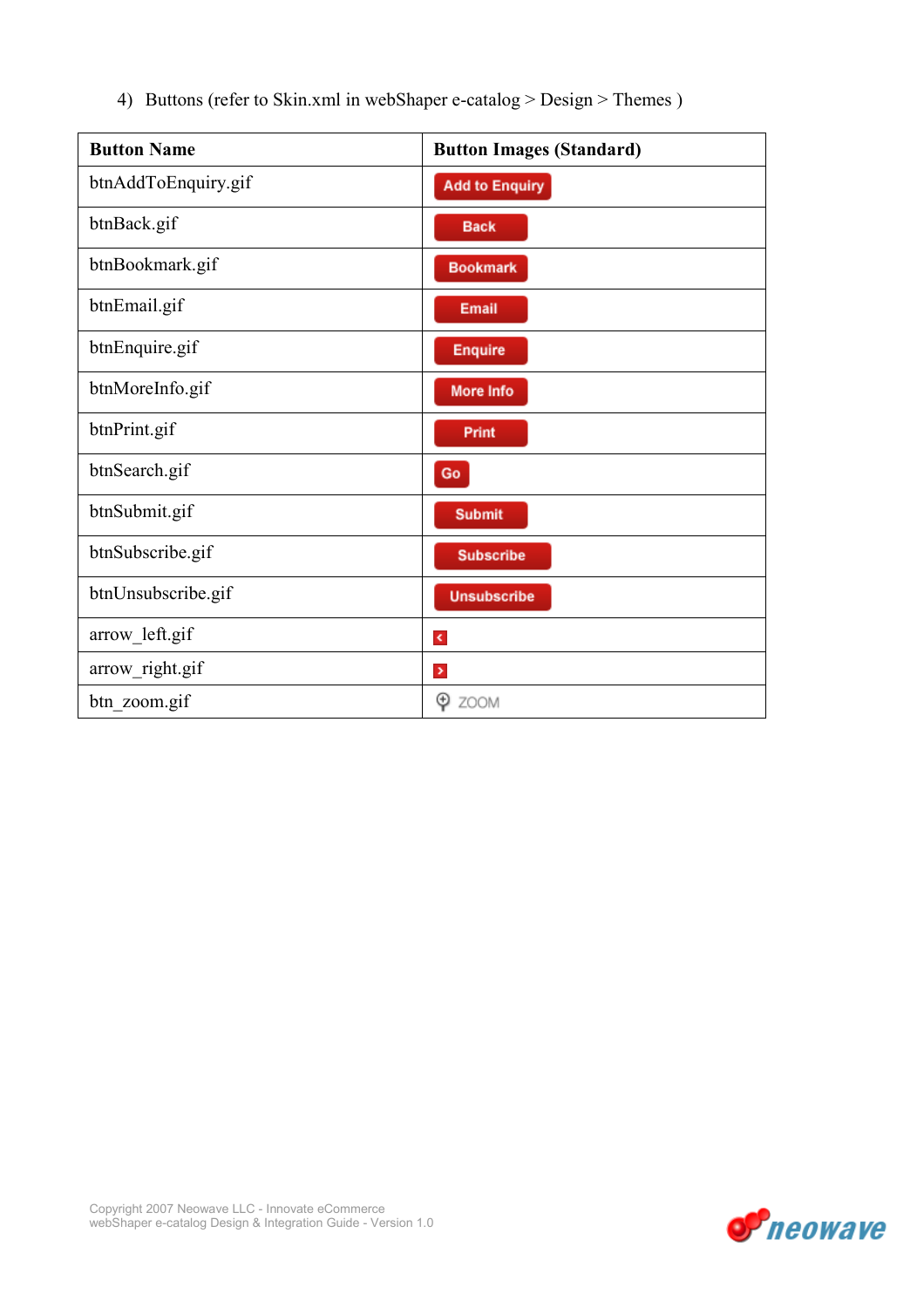4) Buttons (refer to Skin.xml in webShaper e-catalog > Design > Themes )

| Button Name | Button Images (Standard) |
|---|---|
| btnAddToEnquiry.gif | Add to Enquiry |
| btnBack.gif | Back |
| btnBookmark.gif | Bookmark |
| btnEmail.gif | Email |
| btnEnquire.gif | Enquire |
| btnMoreInfo.gif | More Info |
| btnPrint.gif | Print |
| btnSearch.gif | Go |
| btnSubmit.gif | Submit |
| btnSubscribe.gif | Subscribe |
| btnUnsubscribe.gif | Unsubscribe |
| arrow_left.gif | < |
| arrow_right.gif | > |
| btn_zoom.gif | ZOOM |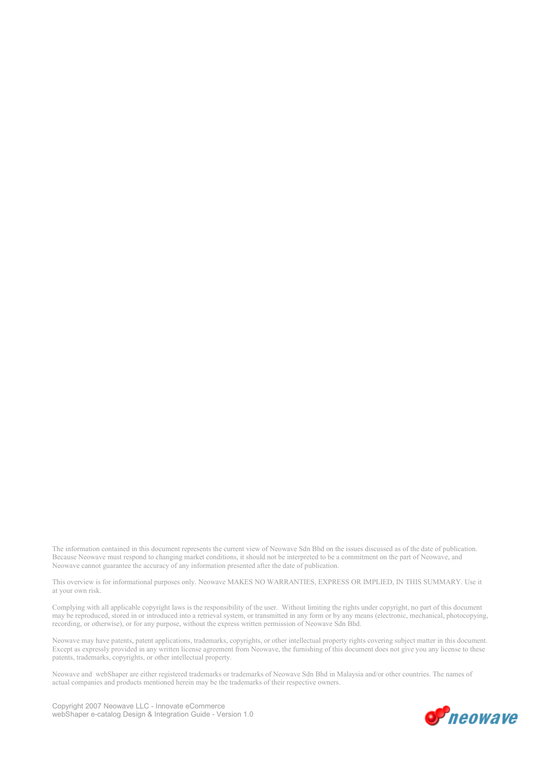The information contained in this document represents the current view of Neowave Sdn Bhd on the issues discussed as of the date of publication. Because Neowave must respond to changing market conditions, it should not be interpreted to be a commitment on the part of Neowave, and Neowave cannot guarantee the accuracy of any information presented after the date of publication.

This overview is for informational purposes only. Neowave MAKES NO WARRANTIES, EXPRESS OR IMPLIED, IN THIS SUMMARY. Use it at your own risk.

Complying with all applicable copyright laws is the responsibility of the user. Without limiting the rights under copyright, no part of this document may be reproduced, stored in or introduced into a retrieval system, or transmitted in any form or by any means (electronic, mechanical, photocopying, recording, or otherwise), or for any purpose, without the express written permission of Neowave Sdn Bhd.

Neowave may have patents, patent applications, trademarks, copyrights, or other intellectual property rights covering subject matter in this document. Except as expressly provided in any written license agreement from Neowave, the furnishing of this document does not give you any license to these patents, trademarks, copyrights, or other intellectual property.

Neowave and webShaper are either registered trademarks or trademarks of Neowave Sdn Bhd in Malaysia and/or other countries. The names of actual companies and products mentioned herein may be the trademarks of their respective owners.

Copyright 2007 Neowave LLC - Innovate eCommerce
webShaper e-catalog Design & Integration Guide - Version 1.0

neowave